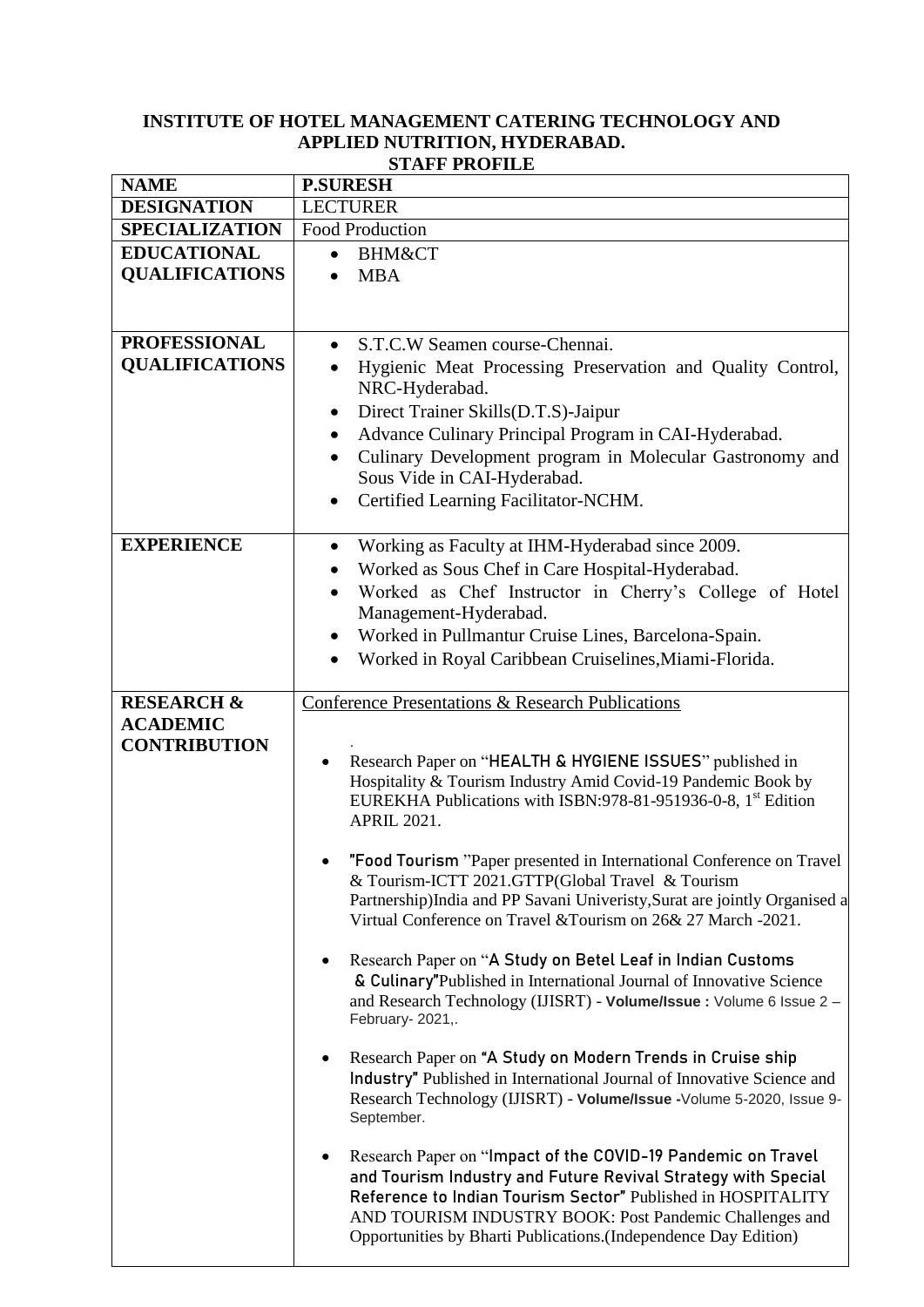# INSTITUTE OF HOTEL MANAGEMENT CATERING TECHNOLOGY AND APPLIED NUTRITION, HYDERABAD.

## STAFF PROFILE

| **NAME** | **P.SURESH** |
|---|---|
| **DESIGNATION** | LECTURER |
| **SPECIALIZATION** | Food Production |
| **EDUCATIONAL QUALIFICATIONS** | • BHM&CT<br>• MBA |
| **PROFESSIONAL QUALIFICATIONS** | • S.T.C.W Seamen course-Chennai.<br>• Hygienic Meat Processing Preservation and Quality Control, NRC-Hyderabad.<br>• Direct Trainer Skills(D.T.S)-Jaipur<br>• Advance Culinary Principal Program in CAI-Hyderabad.<br>• Culinary Development program in Molecular Gastronomy and Sous Vide in CAI-Hyderabad.<br>• Certified Learning Facilitator-NCHM. |
| **EXPERIENCE** | • Working as Faculty at IHM-Hyderabad since 2009.<br>• Worked as Sous Chef in Care Hospital-Hyderabad.<br>• Worked as Chef Instructor in Cherry's College of Hotel Management-Hyderabad.<br>• Worked in Pullmantur Cruise Lines, Barcelona-Spain.<br>• Worked in Royal Caribbean Cruiselines,Miami-Florida. |
| **RESEARCH & ACADEMIC CONTRIBUTION** | Conference Presentations & Research Publications<br><br>• Research Paper on "**HEALTH & HYGIENE ISSUES**" published in Hospitality & Tourism Industry Amid Covid-19 Pandemic Book by EUREKHA Publications with ISBN:978-81-951936-0-8, 1st Edition APRIL 2021.<br><br>• **"Food Tourism** "Paper presented in International Conference on Travel & Tourism-ICTT 2021.GTTP(Global Travel & Tourism Partnership)India and PP Savani Univeristy,Surat are jointly Organised a Virtual Conference on Travel &Tourism on 26& 27 March -2021.<br><br>• Research Paper on "**A Study on Betel Leaf in Indian Customs & Culinary"**Published in International Journal of Innovative Science and Research Technology (IJISRT) - **Volume/Issue :** Volume 6 Issue 2 – February- 2021,.<br><br>• Research Paper on **"A Study on Modern Trends in Cruise ship Industry"** Published in International Journal of Innovative Science and Research Technology (IJISRT) - **Volume/Issue -**Volume 5-2020, Issue 9- September.<br><br>• Research Paper on "**Impact of the COVID-19 Pandemic on Travel and Tourism Industry and Future Revival Strategy with Special Reference to Indian Tourism Sector"** Published in HOSPITALITY AND TOURISM INDUSTRY BOOK: Post Pandemic Challenges and Opportunities by Bharti Publications.(Independence Day Edition) |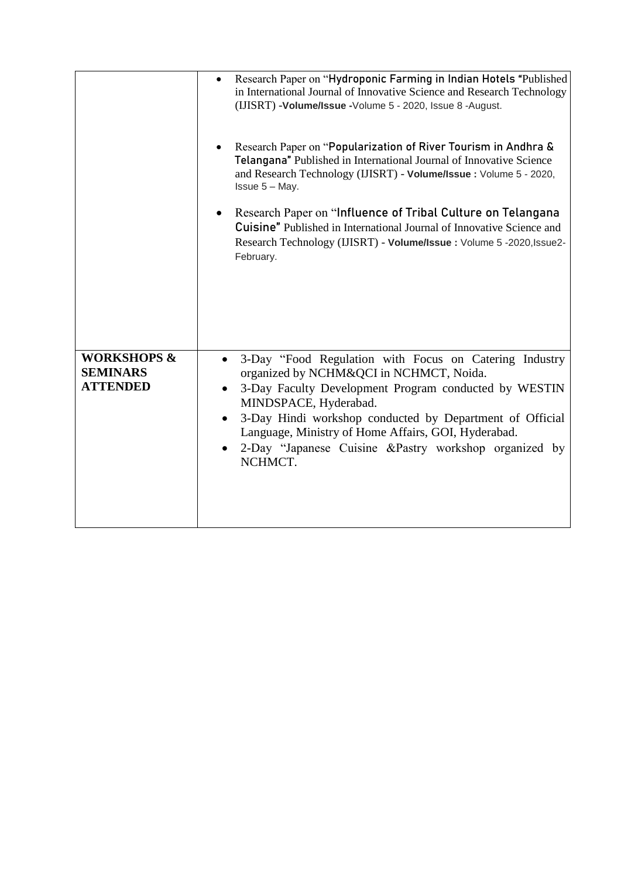| | |
|---|---|
| | • Research Paper on "**Hydroponic Farming in Indian Hotels "**Published in International Journal of Innovative Science and Research Technology (IJISRT) -**Volume/Issue -**Volume 5 - 2020, Issue 8 -August.<br><br>• Research Paper on "**Popularization of River Tourism in Andhra & Telangana"** Published in International Journal of Innovative Science and Research Technology (IJISRT) - **Volume/Issue :** Volume 5 - 2020, Issue 5 – May.<br><br>• Research Paper on "**Influence of Tribal Culture on Telangana Cuisine"** Published in International Journal of Innovative Science and Research Technology (IJISRT) - **Volume/Issue :** Volume 5 -2020,Issue2-February. |
| **WORKSHOPS & SEMINARS ATTENDED** | • 3-Day "Food Regulation with Focus on Catering Industry organized by NCHM&QCI in NCHMCT, Noida.<br>• 3-Day Faculty Development Program conducted by WESTIN MINDSPACE, Hyderabad.<br>• 3-Day Hindi workshop conducted by Department of Official Language, Ministry of Home Affairs, GOI, Hyderabad.<br>• 2-Day "Japanese Cuisine &Pastry workshop organized by NCHMCT. |